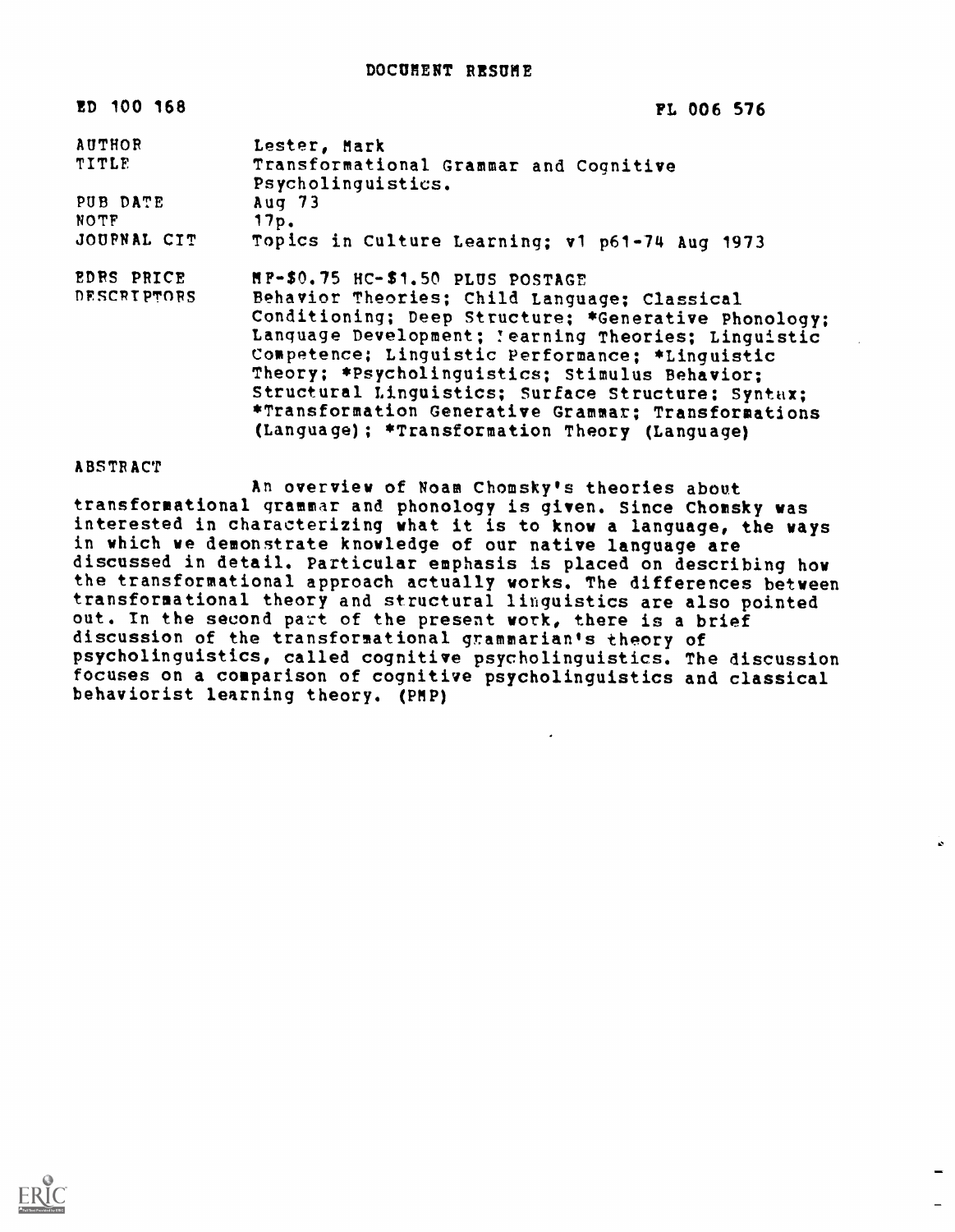DOCUMENT RESUME

| | |
|---|---|
| ED 100 168 | FL 006 576 |
| AUTHOR | Lester, Mark |
| TITLE | Transformational Grammar and Cognitive Psycholinguistics. |
| PUB DATE | Aug 73 |
| NOTE | 17p. |
| JOURNAL CIT | Topics in Culture Learning; v1 p61-74 Aug 1973 |
| EDRS PRICE | MF-$0.75 HC-$1.50 PLUS POSTAGE |
| DESCRIPTORS | Behavior Theories; Child Language; Classical Conditioning; Deep Structure; *Generative Phonology; Language Development; Learning Theories; Linguistic Competence; Linguistic Performance; *Linguistic Theory; *Psycholinguistics; Stimulus Behavior; Structural Linguistics; Surface Structure; Syntax; *Transformation Generative Grammar; Transformations (Language); *Transformation Theory (Language) |

ABSTRACT

An overview of Noam Chomsky's theories about transformational grammar and phonology is given. Since Chomsky was interested in characterizing what it is to know a language, the ways in which we demonstrate knowledge of our native language are discussed in detail. Particular emphasis is placed on describing how the transformational approach actually works. The differences between transformational theory and structural linguistics are also pointed out. In the second part of the present work, there is a brief discussion of the transformational grammarian's theory of psycholinguistics, called cognitive psycholinguistics. The discussion focuses on a comparison of cognitive psycholinguistics and classical behaviorist learning theory. (PMP)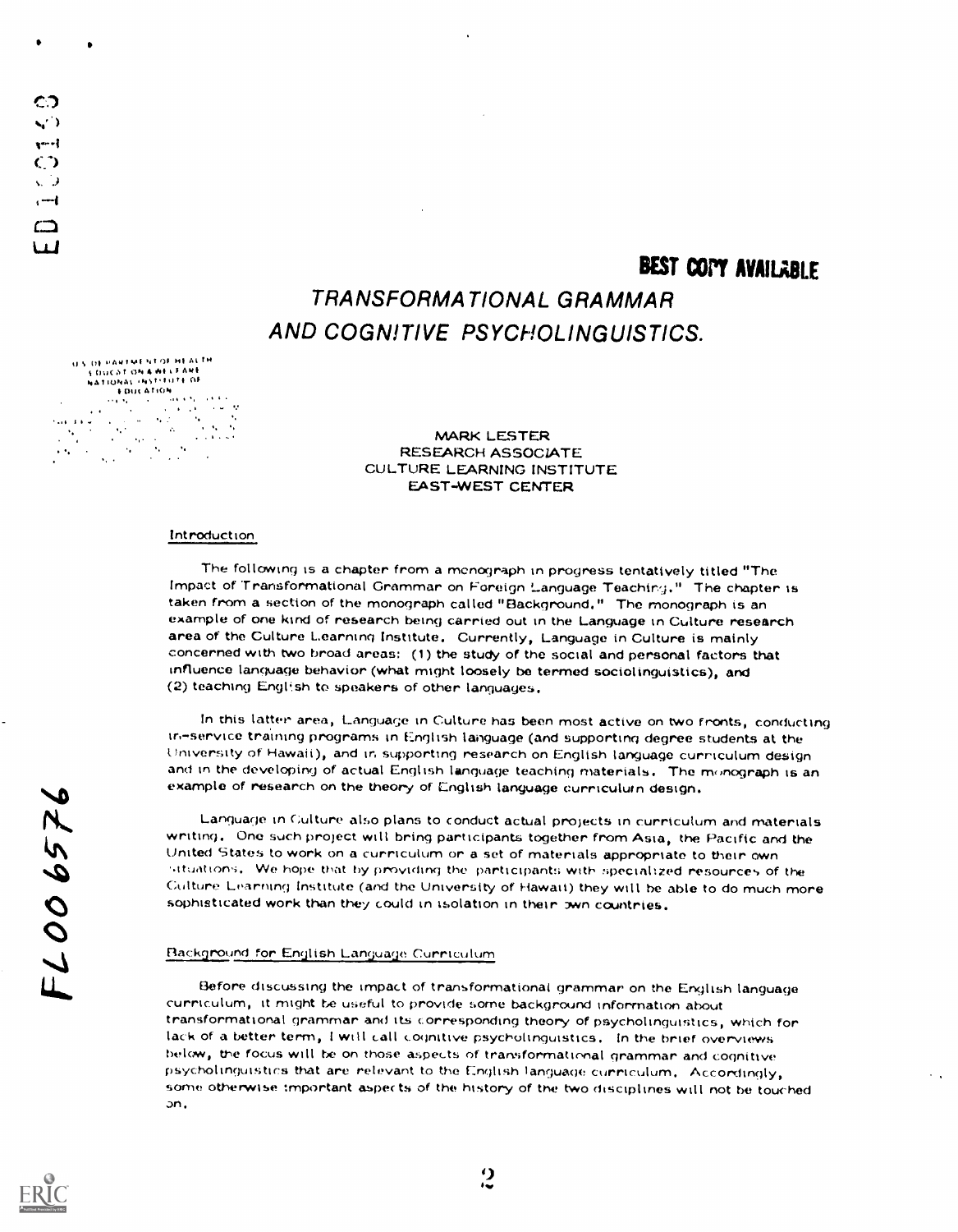BEST COPY AVAILABLE

# TRANSFORMATIONAL GRAMMAR AND COGNITIVE PSYCHOLINGUISTICS.

MARK LESTER
RESEARCH ASSOCIATE
CULTURE LEARNING INSTITUTE
EAST-WEST CENTER

## Introduction

The following is a chapter from a monograph in progress tentatively titled "The Impact of Transformational Grammar on Foreign Language Teaching." The chapter is taken from a section of the monograph called "Background." The monograph is an example of one kind of research being carried out in the Language in Culture research area of the Culture Learning Institute. Currently, Language in Culture is mainly concerned with two broad areas: (1) the study of the social and personal factors that influence language behavior (what might loosely be termed sociolinguistics), and (2) teaching English to speakers of other languages.

In this latter area, Language in Culture has been most active on two fronts, conducting in-service training programs in English language (and supporting degree students at the University of Hawaii), and in supporting research on English language curriculum design and in the developing of actual English language teaching materials. The monograph is an example of research on the theory of English language curriculum design.

Language in Culture also plans to conduct actual projects in curriculum and materials writing. One such project will bring participants together from Asia, the Pacific and the United States to work on a curriculum or a set of materials appropriate to their own situations. We hope that by providing the participants with specialized resources of the Culture Learning Institute (and the University of Hawaii) they will be able to do much more sophisticated work than they could in isolation in their own countries.

## Background for English Language Curriculum

Before discussing the impact of transformational grammar on the English language curriculum, it might be useful to provide some background information about transformational grammar and its corresponding theory of psycholinguistics, which for lack of a better term, I will call cognitive psycholinguistics. In the brief overviews below, the focus will be on those aspects of transformational grammar and cognitive psycholinguistics that are relevant to the English language curriculum. Accordingly, some otherwise important aspects of the history of the two disciplines will not be touched on.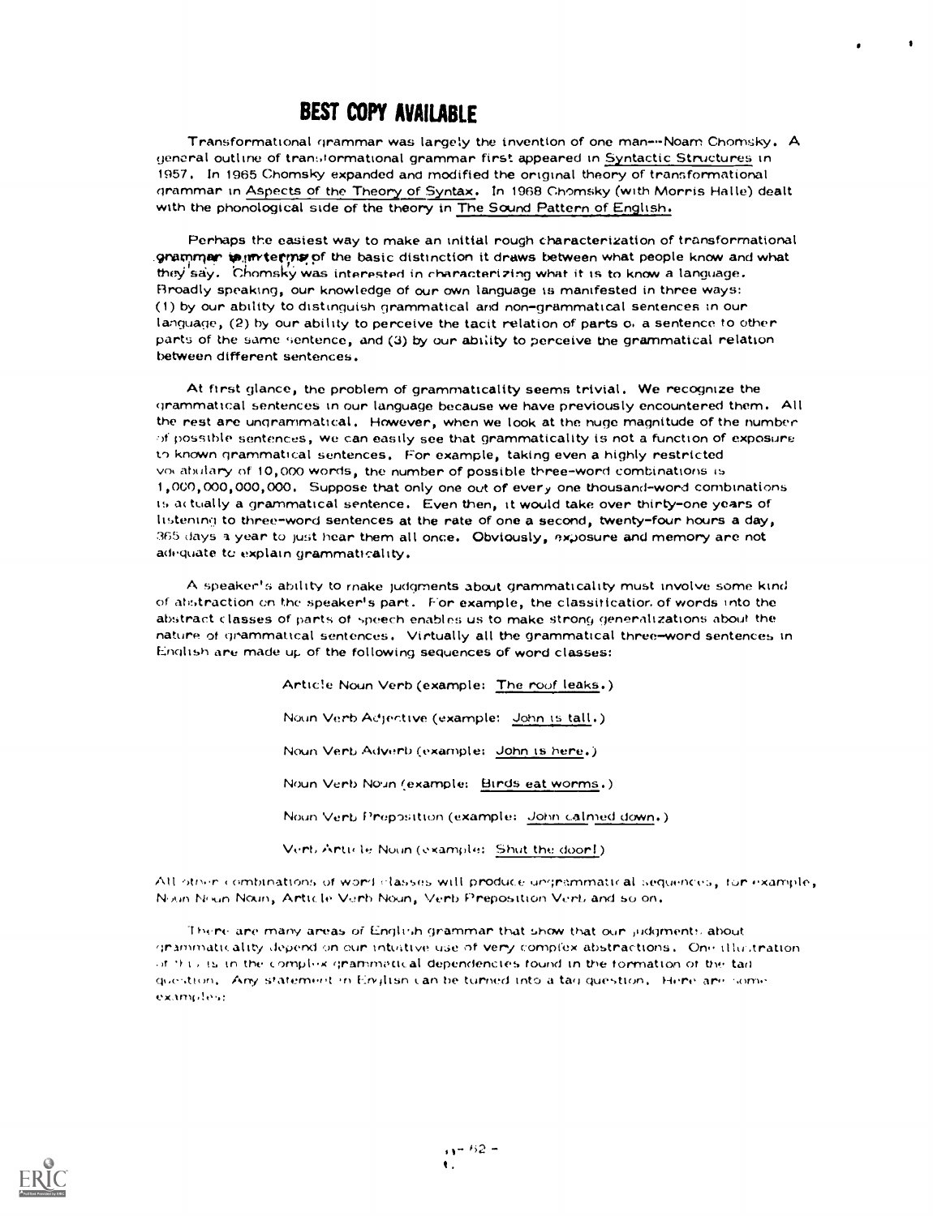Transformational grammar was largely the invention of one man--Noam Chomsky. A general outline of transformational grammar first appeared in Syntactic Structures in 1957. In 1965 Chomsky expanded and modified the original theory of transformational grammar in Aspects of the Theory of Syntax. In 1968 Chomsky (with Morris Halle) dealt with the phonological side of the theory in The Sound Pattern of English.

Perhaps the easiest way to make an initial rough characterization of transformational grammar is in terms of the basic distinction it draws between what people know and what they say. Chomsky was interested in characterizing what it is to know a language. Broadly speaking, our knowledge of our own language is manifested in three ways: (1) by our ability to distinguish grammatical and non-grammatical sentences in our language, (2) by our ability to perceive the tacit relation of parts of a sentence to other parts of the same sentence, and (3) by our ability to perceive the grammatical relation between different sentences.

At first glance, the problem of grammaticality seems trivial. We recognize the grammatical sentences in our language because we have previously encountered them. All the rest are ungrammatical. However, when we look at the huge magnitude of the number of possible sentences, we can easily see that grammaticality is not a function of exposure to known grammatical sentences. For example, taking even a highly restricted vocabulary of 10,000 words, the number of possible three-word combinations is 1,000,000,000,000. Suppose that only one out of every one thousand-word combinations is actually a grammatical sentence. Even then, it would take over thirty-one years of listening to three-word sentences at the rate of one a second, twenty-four hours a day, 365 days a year to just hear them all once. Obviously, exposure and memory are not adequate to explain grammaticality.

A speaker's ability to make judgments about grammaticality must involve some kind of abstraction on the speaker's part. For example, the classification of words into the abstract classes of parts of speech enables us to make strong generalizations about the nature of grammatical sentences. Virtually all the grammatical three-word sentences in English are made up of the following sequences of word classes:

Article Noun Verb (example: The roof leaks.)

Noun Verb Adjective (example: John is tall.)

Noun Verb Adverb (example: John is here.)

Noun Verb Noun (example: Birds eat worms.)

Noun Verb Preposition (example: John calmed down.)

Verb Article Noun (example: Shut the door!)

All other combinations of word classes will produce ungrammatical sequences, for example, Noun Noun Noun, Article Verb Noun, Verb Preposition Verb and so on.

There are many areas of English grammar that show that our judgments about grammaticality depend on our intuitive use of very complex abstractions. One illustration of this is in the complex grammatical dependencies found in the formation of the tag question. Any statement in English can be turned into a tag question. Here are some examples: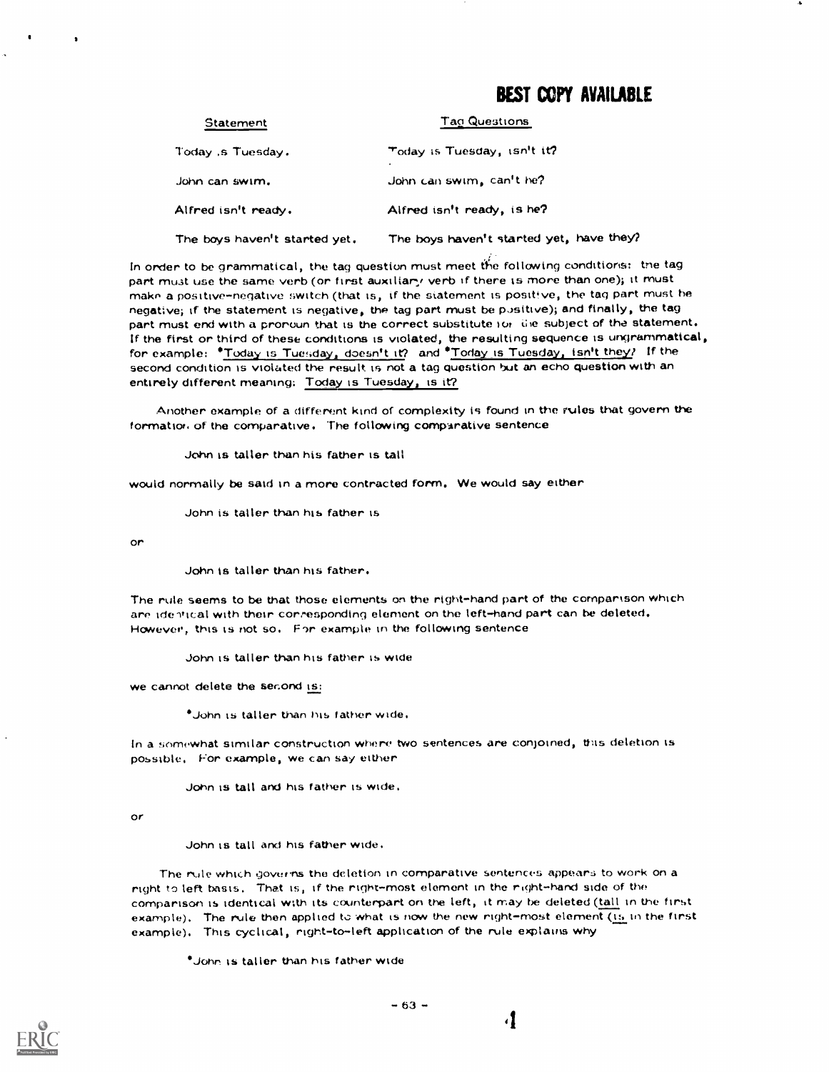| Statement | Tag Questions |
|---|---|
| Today is Tuesday. | Today is Tuesday, isn't it? |
| John can swim. | John can swim, can't he? |
| Alfred isn't ready. | Alfred isn't ready, is he? |
| The boys haven't started yet. | The boys haven't started yet, have they? |

In order to be grammatical, the tag question must meet the following conditions: the tag part must use the same verb (or first auxiliary verb if there is more than one); it must make a positive-negative switch (that is, if the statement is positive, the tag part must be negative; if the statement is negative, the tag part must be positive); and finally, the tag part must end with a pronoun that is the correct substitute for the subject of the statement. If the first or third of these conditions is violated, the resulting sequence is ungrammatical, for example: *Today is Tuesday, doesn't it? and *Today is Tuesday, isn't they? If the second condition is violated the result is not a tag question but an echo question with an entirely different meaning: Today is Tuesday, is it?

Another example of a different kind of complexity is found in the rules that govern the formation of the comparative. The following comparative sentence

John is taller than his father is tall

would normally be said in a more contracted form. We would say either

John is taller than his father is

or

John is taller than his father.

The rule seems to be that those elements on the right-hand part of the comparison which are identical with their corresponding element on the left-hand part can be deleted. However, this is not so. For example in the following sentence

John is taller than his father is wide

we cannot delete the second is:

*John is taller than his father wide.

In a somewhat similar construction where two sentences are conjoined, this deletion is possible. For example, we can say either

John is tall and his father is wide.

or

John is tall and his father wide.

The rule which governs the deletion in comparative sentences appears to work on a right to left basis. That is, if the right-most element in the right-hand side of the comparison is identical with its counterpart on the left, it may be deleted (tall in the first example). The rule then applied to what is now the new right-most element (is in the first example). This cyclical, right-to-left application of the rule explains why

*John is taller than his father wide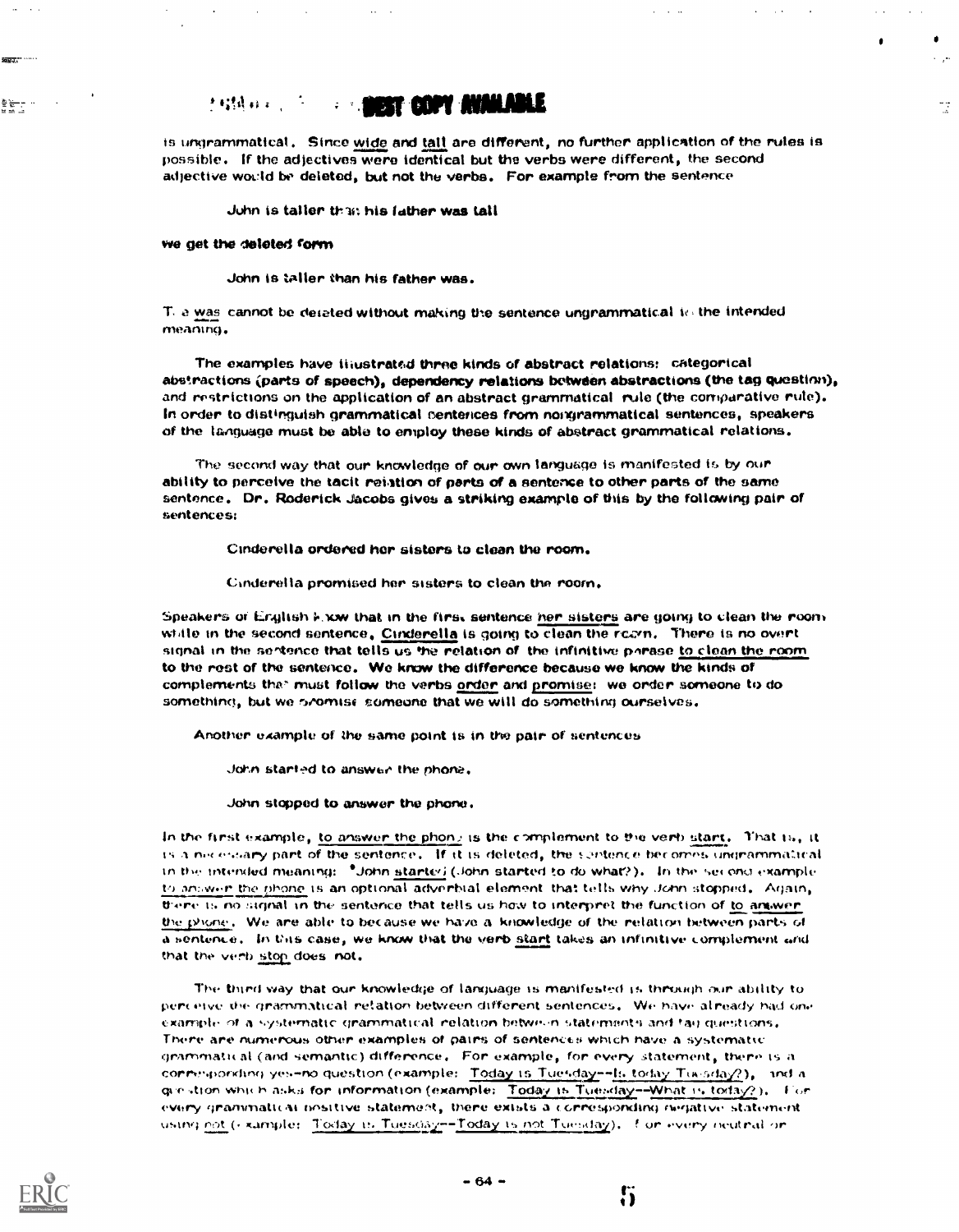is ungrammatical. Since wide and tall are different, no further application of the rules is possible. If the adjectives were identical but the verbs were different, the second adjective would be deleted, but not the verbs. For example from the sentence

> John is taller than his father was tall

we get the deleted form

> John is taller than his father was.

The was cannot be deleted without making the sentence ungrammatical in the intended meaning.

The examples have illustrated three kinds of abstract relations: categorical abstractions (parts of speech), dependency relations between abstractions (the tag question), and restrictions on the application of an abstract grammatical rule (the comparative rule). In order to distinguish grammatical sentences from nongrammatical sentences, speakers of the language must be able to employ these kinds of abstract grammatical relations.

The second way that our knowledge of our own language is manifested is by our ability to perceive the tacit relation of parts of a sentence to other parts of the same sentence. Dr. Roderick Jacobs gives a striking example of this by the following pair of sentences:

> Cinderella ordered her sisters to clean the room.
>
> Cinderella promised her sisters to clean the room.

Speakers of English know that in the first sentence her sisters are going to clean the room while in the second sentence, Cinderella is going to clean the room. There is no overt signal in the sentence that tells us the relation of the infinitive phrase to clean the room to the rest of the sentence. We know the difference because we know the kinds of complements that must follow the verbs order and promise: we order someone to do something, but we promise someone that we will do something ourselves.

Another example of the same point is in the pair of sentences

> John started to answer the phone.
>
> John stopped to answer the phone.

In the first example, to answer the phone is the complement to the verb start. That is, it is a necessary part of the sentence. If it is deleted, the sentence becomes ungrammatical in the intended meaning: *John started (John started to do what?). In the second example to answer the phone is an optional adverbial element that tells why John stopped. Again, there is no signal in the sentence that tells us how to interpret the function of to answer the phone. We are able to because we have a knowledge of the relation between parts of a sentence. In this case, we know that the verb start takes an infinitive complement and that the verb stop does not.

The third way that our knowledge of language is manifested is through our ability to perceive the grammatical relation between different sentences. We have already had one example of a systematic grammatical relation between statements and tag questions. There are numerous other examples of pairs of sentences which have a systematic grammatical (and semantic) difference. For example, for every statement, there is a corresponding yes-no question (example: Today is Tuesday--Is today Tuesday?), and a question which asks for information (example: Today is Tuesday--What is today?). For every grammatical positive statement, there exists a corresponding negative statement using not (example: Today is Tuesday--Today is not Tuesday). For every neutral or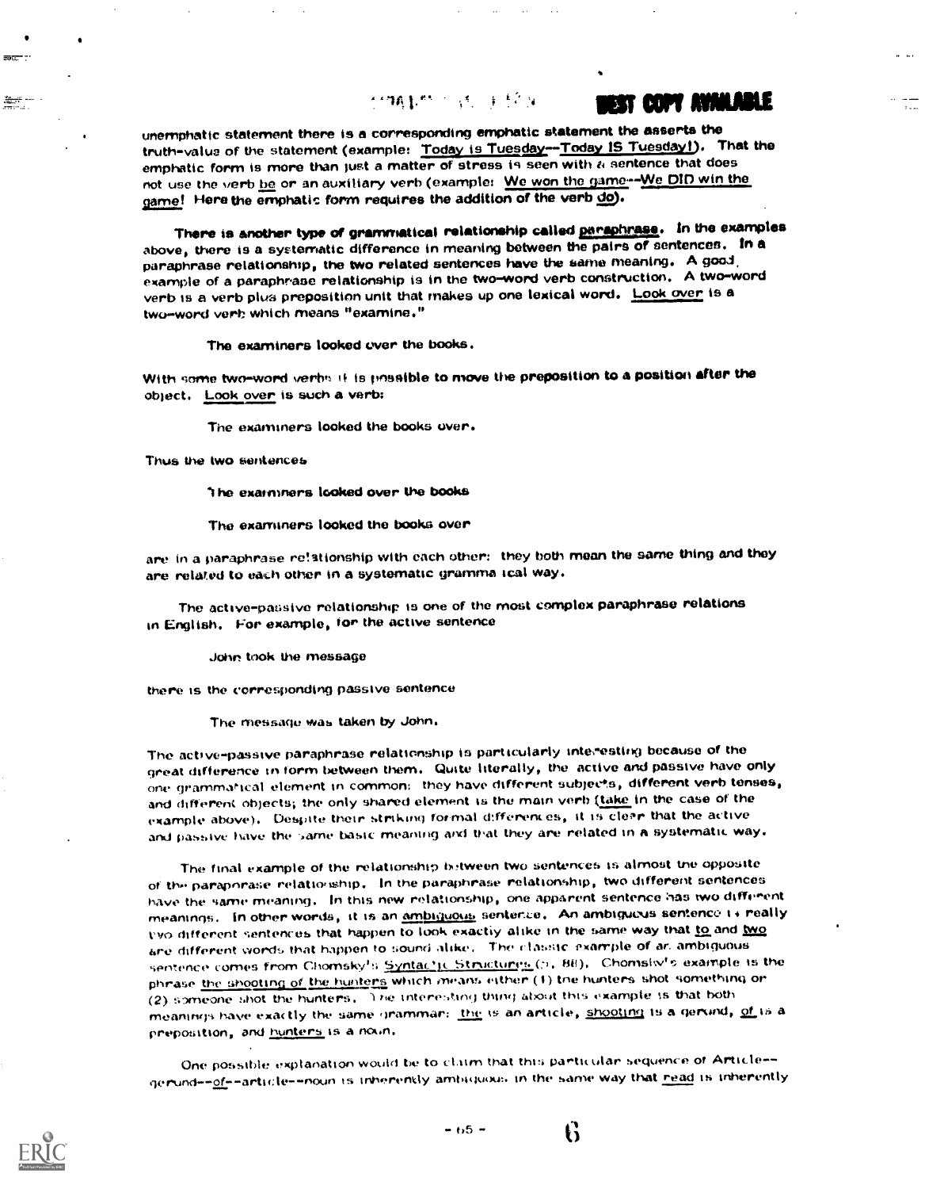unemphatic statement there is a corresponding emphatic statement the asserts the truth-value of the statement (example: Today is Tuesday--Today IS Tuesday!). That the emphatic form is more than just a matter of stress is seen with a sentence that does not use the verb be or an auxiliary verb (example: We won the game--We DID win the game! Here the emphatic form requires the addition of the verb do).

There is another type of grammatical relationship called paraphrase. In the examples above, there is a systematic difference in meaning between the pairs of sentences. In a paraphrase relationship, the two related sentences have the same meaning. A good example of a paraphrase relationship is in the two-word verb construction. A two-word verb is a verb plus preposition unit that makes up one lexical word. Look over is a two-word verb which means "examine."

> The examiners looked over the books.

With some two-word verbs it is possible to move the preposition to a position after the object. Look over is such a verb:

> The examiners looked the books over.

Thus the two sentences

> The examiners looked over the books
>
> The examiners looked the books over

are in a paraphrase relationship with each other: they both mean the same thing and they are related to each other in a systematic grammatical way.

The active-passive relationship is one of the most complex paraphrase relations in English. For example, for the active sentence

> John took the message

there is the corresponding passive sentence

> The message was taken by John.

The active-passive paraphrase relationship is particularly interesting because of the great difference in form between them. Quite literally, the active and passive have only one grammatical element in common: they have different subjects, different verb tenses, and different objects; the only shared element is the main verb (take in the case of the example above). Despite their striking formal differences, it is clear that the active and passive have the same basic meaning and that they are related in a systematic way.

The final example of the relationship between two sentences is almost the opposite of the paraphrase relationship. In the paraphrase relationship, two different sentences have the same meaning. In this new relationship, one apparent sentence has two different meanings. In other words, it is an ambiguous sentence. An ambiguous sentence is really two different sentences that happen to look exactly alike in the same way that to and two are different words that happen to sound alike. The classic example of an ambiguous sentence comes from Chomsky's *Syntactic Structures* (p. 88). Chomsky's example is the phrase the shooting of the hunters which means either (1) the hunters shot something or (2) someone shot the hunters. The interesting thing about this example is that both meanings have exactly the same grammar: the is an article, shooting is a gerund, of is a preposition, and hunters is a noun.

One possible explanation would be to claim that this particular sequence of Article--gerund--of--article--noun is inherently ambiguous in the same way that read is inherently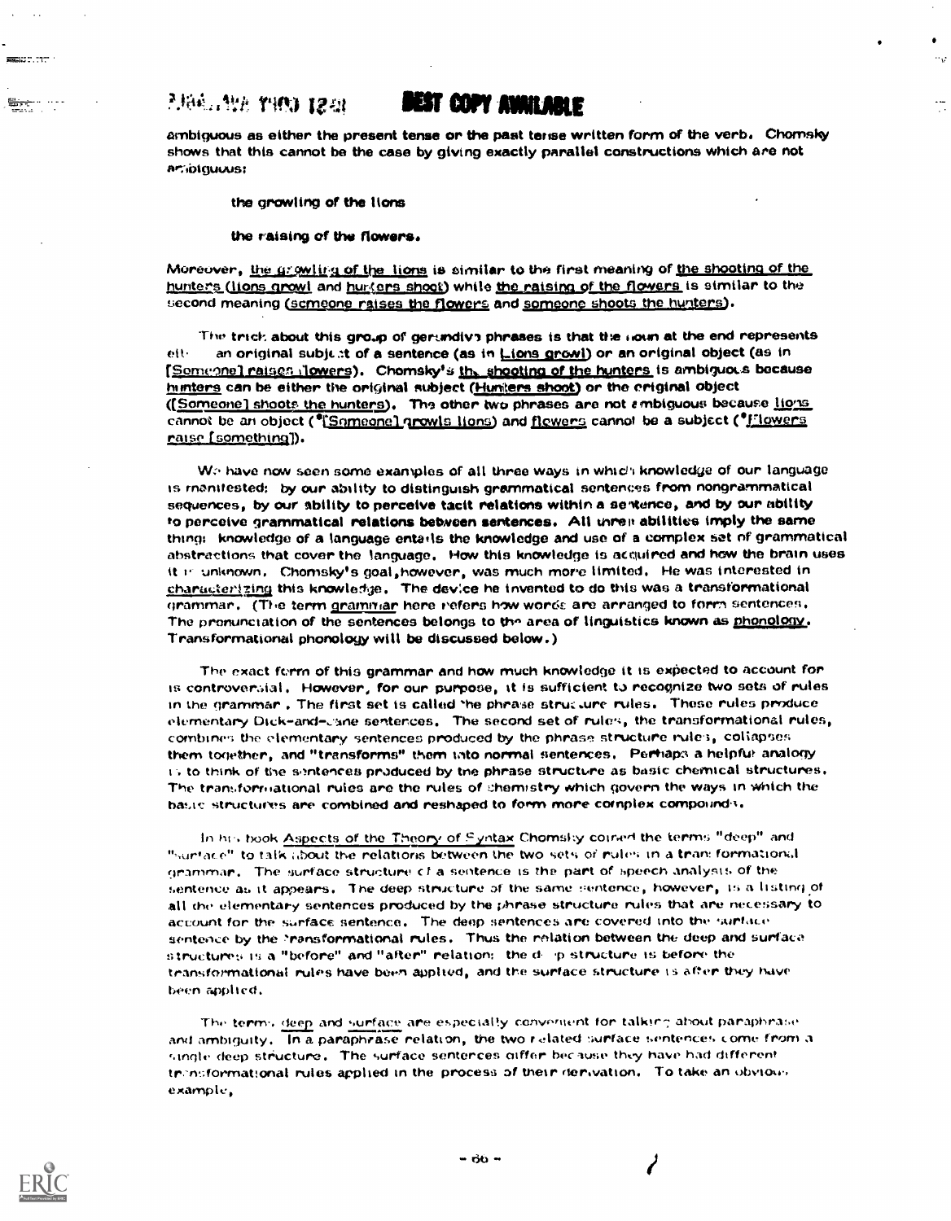ambiguous as either the present tense or the past tense written form of the verb. Chomsky shows that this cannot be the case by giving exactly parallel constructions which are not ambiguous:

the growling of the lions

the raising of the flowers.

Moreover, the growling of the lions is similar to the first meaning of the shooting of the hunters (lions growl and hunters shoot) while the raising of the flowers is similar to the second meaning (someone raises the flowers and someone shoots the hunters).

The trick about this group of gerundive phrases is that the noun at the end represents either an original subject of a sentence (as in Lions growl) or an original object (as in [Someone] raises flowers). Chomsky's the shooting of the hunters is ambiguous because hunters can be either the original subject (Hunters shoot) or the original object ([Someone] shoots the hunters). The other two phrases are not ambiguous because lions cannot be an object (*[Someone] growls lions) and flowers cannot be a subject (*Flowers raise [something]).

We have now seen some examples of all three ways in which knowledge of our language is manifested: by our ability to distinguish grammatical sentences from nongrammatical sequences, by our ability to perceive tacit relations within a sentence, and by our ability to perceive grammatical relations between sentences. All three abilities imply the same thing: knowledge of a language entails the knowledge and use of a complex set of grammatical abstractions that cover the language. How this knowledge is acquired and how the brain uses it is unknown. Chomsky's goal, however, was much more limited. He was interested in characterizing this knowledge. The device he invented to do this was a transformational grammar. (The term grammar here refers how words are arranged to form sentences. The pronunciation of the sentences belongs to the area of linguistics known as phonology. Transformational phonology will be discussed below.)

The exact form of this grammar and how much knowledge it is expected to account for is controversial. However, for our purpose, it is sufficient to recognize two sets of rules in the grammar. The first set is called the phrase structure rules. These rules produce elementary Dick-and-Jane sentences. The second set of rules, the transformational rules, combines the elementary sentences produced by the phrase structure rules, collapses them together, and "transforms" them into normal sentences. Perhaps a helpful analogy is to think of the sentences produced by the phrase structure as basic chemical structures. The transformational rules are the rules of chemistry which govern the ways in which the basic structures are combined and reshaped to form more complex compounds.

In his book Aspects of the Theory of Syntax Chomsky coined the terms "deep" and "surface" to talk about the relations between the two sets of rules in a transformational grammar. The surface structure of a sentence is the part of speech analysis of the sentence as it appears. The deep structure of the same sentence, however, is a listing of all the elementary sentences produced by the phrase structure rules that are necessary to account for the surface sentence. The deep sentences are covered into the surface sentence by the transformational rules. Thus the relation between the deep and surface structures is a "before" and "after" relation: the deep structure is before the transformational rules have been applied, and the surface structure is after they have been applied.

The terms deep and surface are especially convenient for talking about paraphrase and ambiguity. In a paraphrase relation, the two related surface sentences come from a single deep structure. The surface sentences differ because they have had different transformational rules applied in the process of their derivation. To take an obvious example,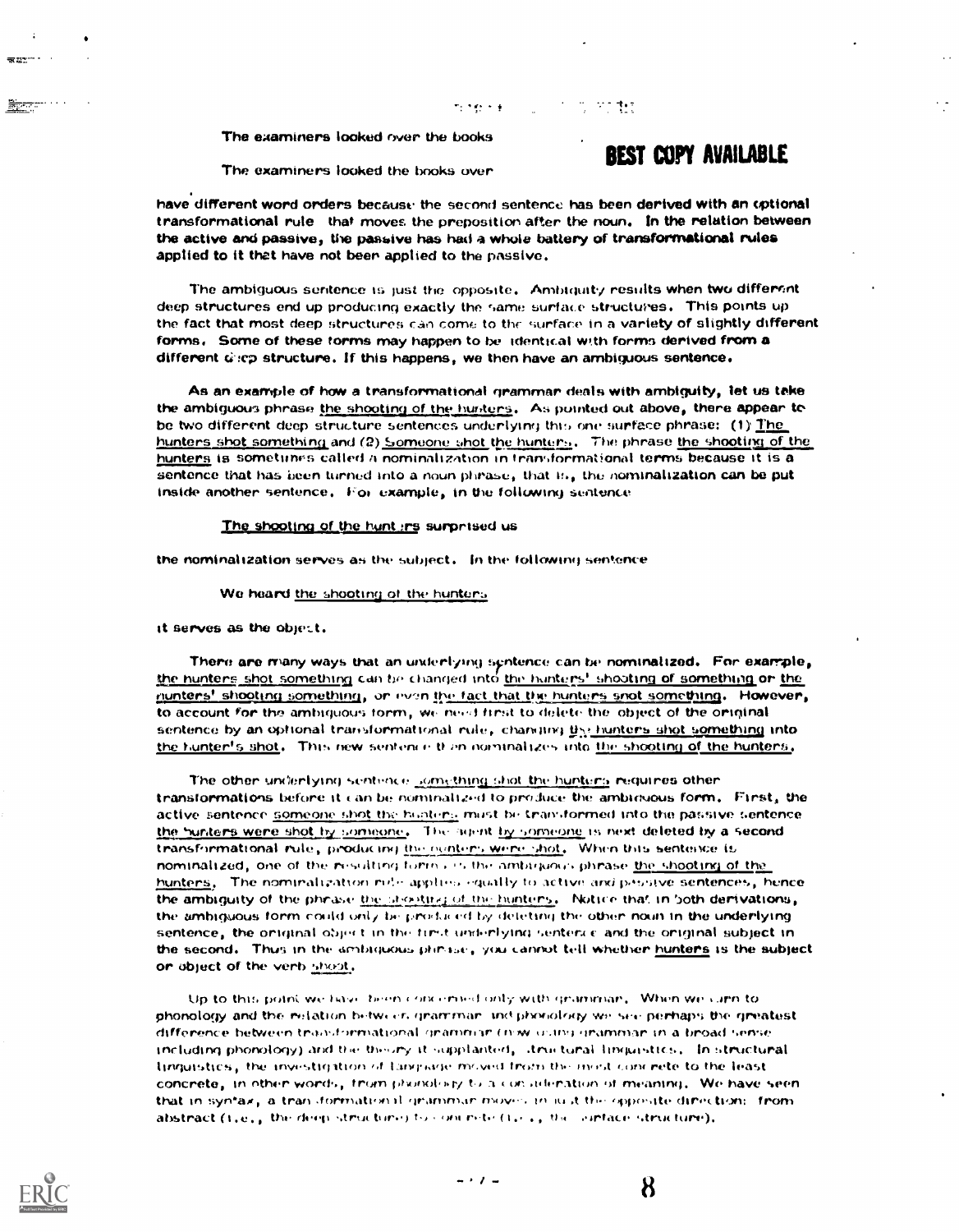The examiners looked over the books

The examiners looked the books over

have different word orders because the second sentence has been derived with an optional transformational rule that moves the preposition after the noun. In the relation between the active and passive, the passive has had a whole battery of transformational rules applied to it that have not been applied to the passive.

The ambiguous sentence is just the opposite. Ambiguity results when two different deep structures end up producing exactly the same surface structures. This points up the fact that most deep structures can come to the surface in a variety of slightly different forms. Some of these forms may happen to be identical with forms derived from a different deep structure. If this happens, we then have an ambiguous sentence.

As an example of how a transformational grammar deals with ambiguity, let us take the ambiguous phrase the shooting of the hunters. As pointed out above, there appear to be two different deep structure sentences underlying this one surface phrase: (1) The hunters shot something and (2) Someone shot the hunters. The phrase the shooting of the hunters is sometimes called a nominalization in transformational terms because it is a sentence that has been turned into a noun phrase, that is, the nominalization can be put inside another sentence. For example, in the following sentence

The shooting of the hunters surprised us

the nominalization serves as the subject. In the following sentence

We heard the shooting of the hunters

it serves as the object.

There are many ways that an underlying sentence can be nominalized. For example, the hunters shot something can be changed into the hunters' shooting of something or the hunters' shooting something, or even the fact that the hunters shot something. However, to account for the ambiguous form, we need first to delete the object of the original sentence by an optional transformational rule, changing the hunters shot something into the hunter's shot. This new sentence then nominalizes into the shooting of the hunters.

The other underlying sentence something shot the hunters requires other transformations before it can be nominalized to produce the ambiguous form. First, the active sentence someone shot the hunters must be transformed into the passive sentence the hunters were shot by someone. The agent by someone is next deleted by a second transformational rule, producing the hunters were shot. When this sentence is nominalized, one of the resulting forms is the ambiguous phrase the shooting of the hunters. The nominalization rule applies equally to active and passive sentences, hence the ambiguity of the phrase the shooting of the hunters. Notice that in both derivations, the ambiguous form could only be produced by deleting the other noun in the underlying sentence, the original object in the first underlying sentence and the original subject in the second. Thus in the ambiguous phrase, you cannot tell whether hunters is the subject or object of the verb shoot.

Up to this point we have been concerned only with grammar. When we turn to phonology and the relation between grammar and phonology we see perhaps the greatest difference between transformational grammar (now using grammar in a broad sense including phonology) and the theory it supplanted, structural linguistics. In structural linguistics, the investigation of language moved from the most concrete to the least concrete, in other words, from phonology to a consideration of meaning. We have seen that in syntax, a transformational grammar moves in just the opposite direction: from abstract (i.e., the deep structure) to concrete (i.e., the surface structure).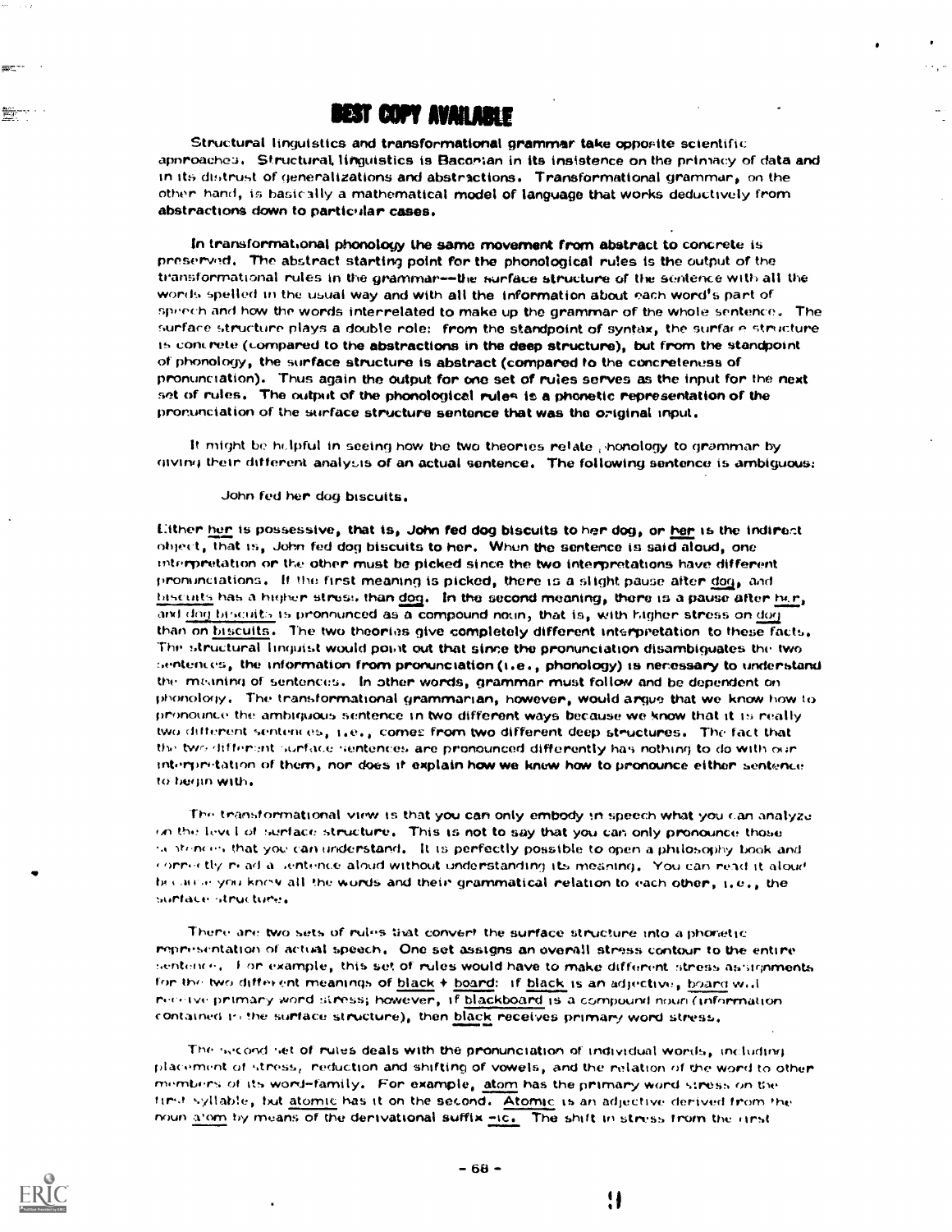Structural linguistics and transformational grammar take opposite scientific approaches. Structural linguistics is Baconian in its insistence on the primacy of data and in its distrust of generalizations and abstractions. Transformational grammar, on the other hand, is basically a mathematical model of language that works deductively from abstractions down to particular cases.

In transformational phonology the same movement from abstract to concrete is preserved. The abstract starting point for the phonological rules is the output of the transformational rules in the grammar—the surface structure of the sentence with all the words spelled in the usual way and with all the information about each word's part of speech and how the words interrelated to make up the grammar of the whole sentence. The surface structure plays a double role: from the standpoint of syntax, the surface structure is concrete (compared to the abstractions in the deep structure), but from the standpoint of phonology, the surface structure is abstract (compared to the concreteness of pronunciation). Thus again the output for one set of rules serves as the input for the next set of rules. The output of the phonological rules is a phonetic representation of the pronunciation of the surface structure sentence that was the original input.

It might be helpful in seeing how the two theories relate phonology to grammar by giving their different analysis of an actual sentence. The following sentence is ambiguous:

> John fed her dog biscuits.

Either her is possessive, that is, John fed dog biscuits to her dog, or her is the indirect object, that is, John fed dog biscuits to her. When the sentence is said aloud, one interpretation or the other must be picked since the two interpretations have different pronunciations. If the first meaning is picked, there is a slight pause after dog, and biscuits has a higher stress than dog. In the second meaning, there is a pause after her, and dog biscuits is pronounced as a compound noun, that is, with higher stress on dog than on biscuits. The two theories give completely different interpretation to these facts. The structural linguist would point out that since the pronunciation disambiguates the two sentences, the information from pronunciation (i.e., phonology) is necessary to understand the meaning of sentences. In other words, grammar must follow and be dependent on phonology. The transformational grammarian, however, would argue that we know how to pronounce the ambiguous sentence in two different ways because we know that it is really two different sentences, i.e., comes from two different deep structures. The fact that the two different surface sentences are pronounced differently has nothing to do with our interpretation of them, nor does it explain how we knew how to pronounce either sentence to begin with.

The transformational view is that you can only embody in speech what you can analyze on the level of surface structure. This is not to say that you can only pronounce those sentences that you can understand. It is perfectly possible to open a philosophy book and correctly read a sentence aloud without understanding its meaning. You can read it aloud because you know all the words and their grammatical relation to each other, i.e., the surface structure.

There are two sets of rules that convert the surface structure into a phonetic representation of actual speech. One set assigns an overall stress contour to the entire sentence. For example, this set of rules would have to make different stress assignments for the two different meanings of black + board: if black is an adjective, board will receive primary word stress; however, if blackboard is a compound noun (information contained in the surface structure), then black receives primary word stress.

The second set of rules deals with the pronunciation of individual words, including placement of stress, reduction and shifting of vowels, and the relation of the word to other members of its word-family. For example, atom has the primary word stress on the first syllable, but atomic has it on the second. Atomic is an adjective derived from the noun a'tom by means of the derivational suffix -ic. The shift in stress from the first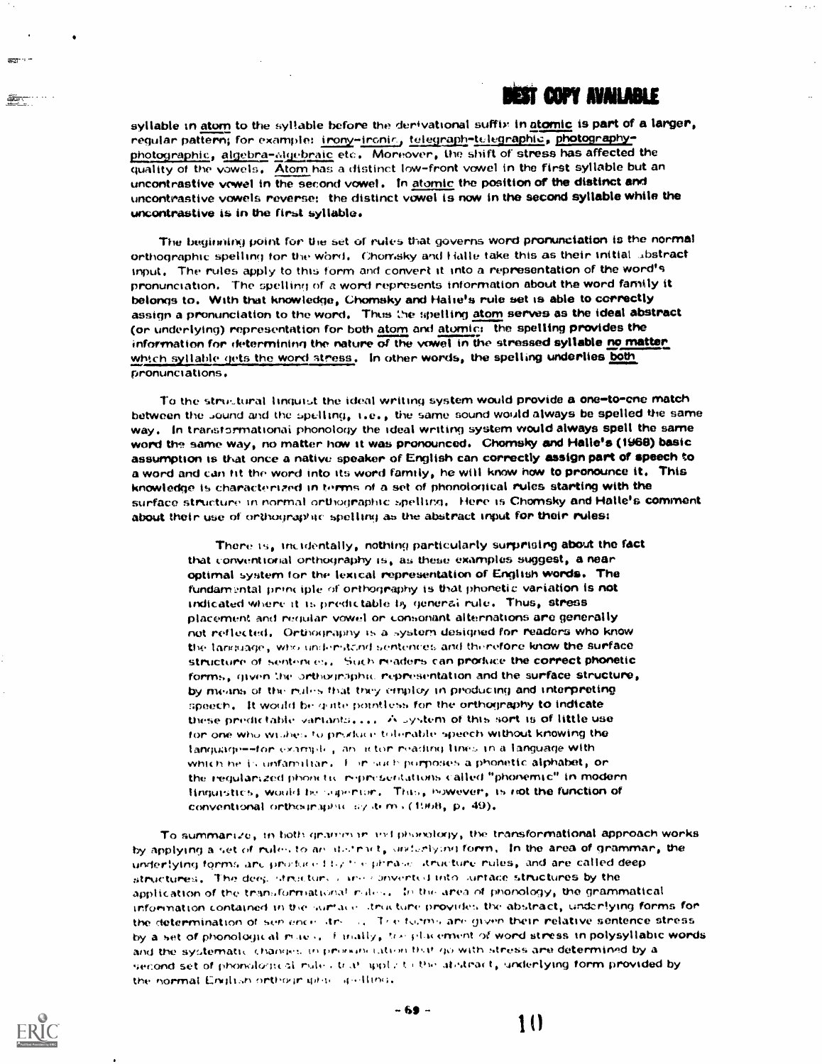syllable in atom to the syllable before the derivational suffix in atomic is part of a larger, regular pattern; for example: irony-ironic, telegraph-telegraphic, photography-photographic, algebra-algebraic etc. Moreover, the shift of stress has affected the quality of the vowels. Atom has a distinct low-front vowel in the first syllable but an uncontrastive vowel in the second vowel. In atomic the position of the distinct and uncontrastive vowels reverse: the distinct vowel is now in the second syllable while the uncontrastive is in the first syllable.

The beginning point for the set of rules that governs word pronunciation is the normal orthographic spelling for the word. Chomsky and Halle take this as their initial abstract input. The rules apply to this form and convert it into a representation of the word's pronunciation. The spelling of a word represents information about the word family it belongs to. With that knowledge, Chomsky and Halle's rule set is able to correctly assign a pronunciation to the word. Thus the spelling atom serves as the ideal abstract (or underlying) representation for both atom and atomic: the spelling provides the information for determining the nature of the vowel in the stressed syllable no matter which syllable gets the word stress. In other words, the spelling underlies both pronunciations.

To the structural linguist the ideal writing system would provide a one-to-one match between the sound and the spelling, i.e., the same sound would always be spelled the same way. In transformational phonology the ideal writing system would always spell the same word the same way, no matter how it was pronounced. Chomsky and Halle's (1968) basic assumption is that once a native speaker of English can correctly assign part of speech to a word and can fit the word into its word family, he will know how to pronounce it. This knowledge is characterized in terms of a set of phonological rules starting with the surface structure in normal orthographic spelling. Here is Chomsky and Halle's comment about their use of orthographic spelling as the abstract input for their rules:

> There is, incidentally, nothing particularly surprising about the fact that conventional orthography is, as these examples suggest, a near optimal system for the lexical representation of English words. The fundamental principle of orthography is that phonetic variation is not indicated where it is predictable by general rule. Thus, stress placement and regular vowel or consonant alternations are generally not reflected. Orthography is a system designed for readers who know the language, who understand sentences and therefore know the surface structure of sentences. Such readers can produce the correct phonetic forms, given the orthographic representation and the surface structure, by means of the rules that they employ in producing and interpreting speech. It would be quite pointless for the orthography to indicate these predictable variants.... A system of this sort is of little use for one who wishes to produce tolerable speech without knowing the language--for example, an actor reading lines in a language with which he is unfamiliar. For such purposes a phonetic alphabet, or the regularized phonetic representations called "phonemic" in modern linguistics, would be superior. This, however, is not the function of conventional orthographic systems (1968, p. 49).

To summarize, in both grammar and phonology, the transformational approach works by applying a set of rules to an abstract, underlying form. In the area of grammar, the underlying forms are produced by the phrase structure rules, and are called deep structures. The deep structures are converted into surface structures by the application of the transformational rules. In the area of phonology, the grammatical information contained in the surface structure provides the abstract, underlying forms for the determination of sentence stress. The forms are given their relative sentence stress by a set of phonological rules. Finally, the placement of word stress in polysyllabic words and the systematic changes in pronunciation that go with stress are determined by a second set of phonological rules that apply to the abstract, underlying form provided by the normal English orthographic spelling.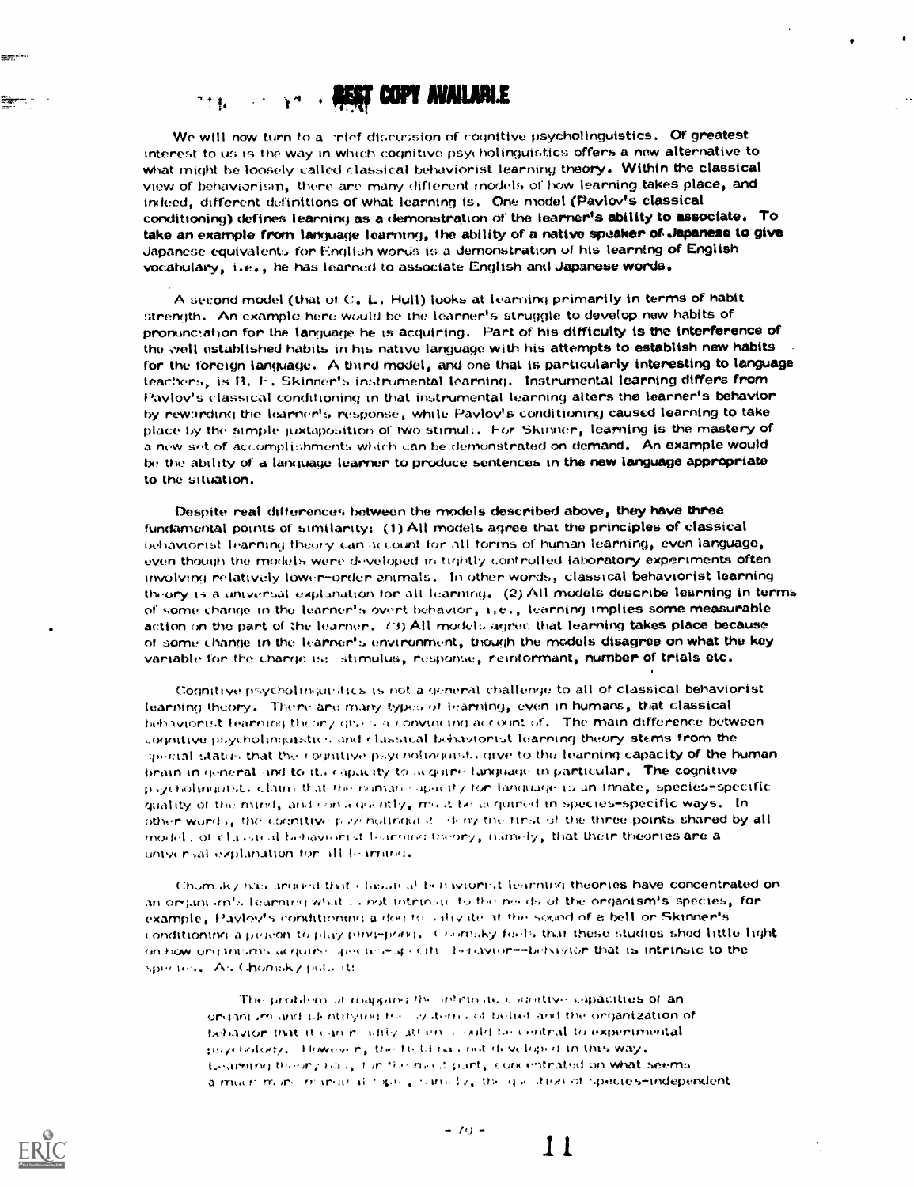We will now turn to a brief discussion of cognitive psycholinguistics. Of greatest interest to us is the way in which cognitive psycholinguistics offers a new alternative to what might be loosely called classical behaviorist learning theory. Within the classical view of behaviorism, there are many different models of how learning takes place, and indeed, different definitions of what learning is. One model (Pavlov's classical conditioning) defines learning as a demonstration of the learner's ability to associate. To take an example from language learning, the ability of a native speaker of Japanese to give Japanese equivalents for English words is a demonstration of his learning of English vocabulary, i.e., he has learned to associate English and Japanese words.

A second model (that of C. L. Hull) looks at learning primarily in terms of habit strength. An example here would be the learner's struggle to develop new habits of pronunciation for the language he is acquiring. Part of his difficulty is the interference of the well established habits in his native language with his attempts to establish new habits for the foreign language. A third model, and one that is particularly interesting to language teachers, is B. F. Skinner's instrumental learning. Instrumental learning differs from Pavlov's classical conditioning in that instrumental learning alters the learner's behavior by rewarding the learner's response, while Pavlov's conditioning caused learning to take place by the simple juxtaposition of two stimuli. For Skinner, learning is the mastery of a new set of accomplishments which can be demonstrated on demand. An example would be the ability of a language learner to produce sentences in the new language appropriate to the situation.

Despite real differences between the models described above, they have three fundamental points of similarity: (1) All models agree that the principles of classical behaviorist learning theory can account for all forms of human learning, even language, even though the models were developed in tightly controlled laboratory experiments often involving relatively lower-order animals. In other words, classical behaviorist learning theory is a universal explanation for all learning. (2) All models describe learning in terms of some change in the learner's overt behavior, i.e., learning implies some measurable action on the part of the learner. (3) All models agree that learning takes place because of some change in the learner's environment, though the models disagree on what the key variable for the change is: stimulus, response, reinforcement, number of trials etc.

Cognitive psycholinguistics is not a general challenge to all of classical behaviorist learning theory. There are many types of learning, even in humans, that classical behaviorist learning theory gives a convincing account of. The main difference between cognitive psycholinguistics and classical behaviorist learning theory stems from the special status that the cognitive psycholinguists give to the learning capacity of the human brain in general and to its capacity to acquire language in particular. The cognitive psycholinguists claim that the human capacity for language is an innate, species-specific quality of the mind, and consequently, must be acquired in species-specific ways. In other words, the cognitive psycholinguists deny the first of the three points shared by all models of classical behaviorist learning theory, namely, that their theories are a universal explanation for all learning.

Chomsky has argued that classical behaviorist learning theories have concentrated on an organism's learning what is not intrinsic to the needs of the organism's species, for example, Pavlov's conditioning a dog to salivate at the sound of a bell or Skinner's conditioning a pigeon to play ping-pong. Chomsky feels that these studies shed little light on how organisms acquire species-specific behavior--behavior that is intrinsic to the species. As Chomsky puts it:

> The problem of mapping the intrinsic cognitive capacities of an organism and identifying the systems of belief and the organization of behavior that it can readily attain should be central to experimental psychology. However, the field has not developed in this way. Learning theory has, for the most part, concentrated on what seems a much more marginal topic, namely, the question of species-independent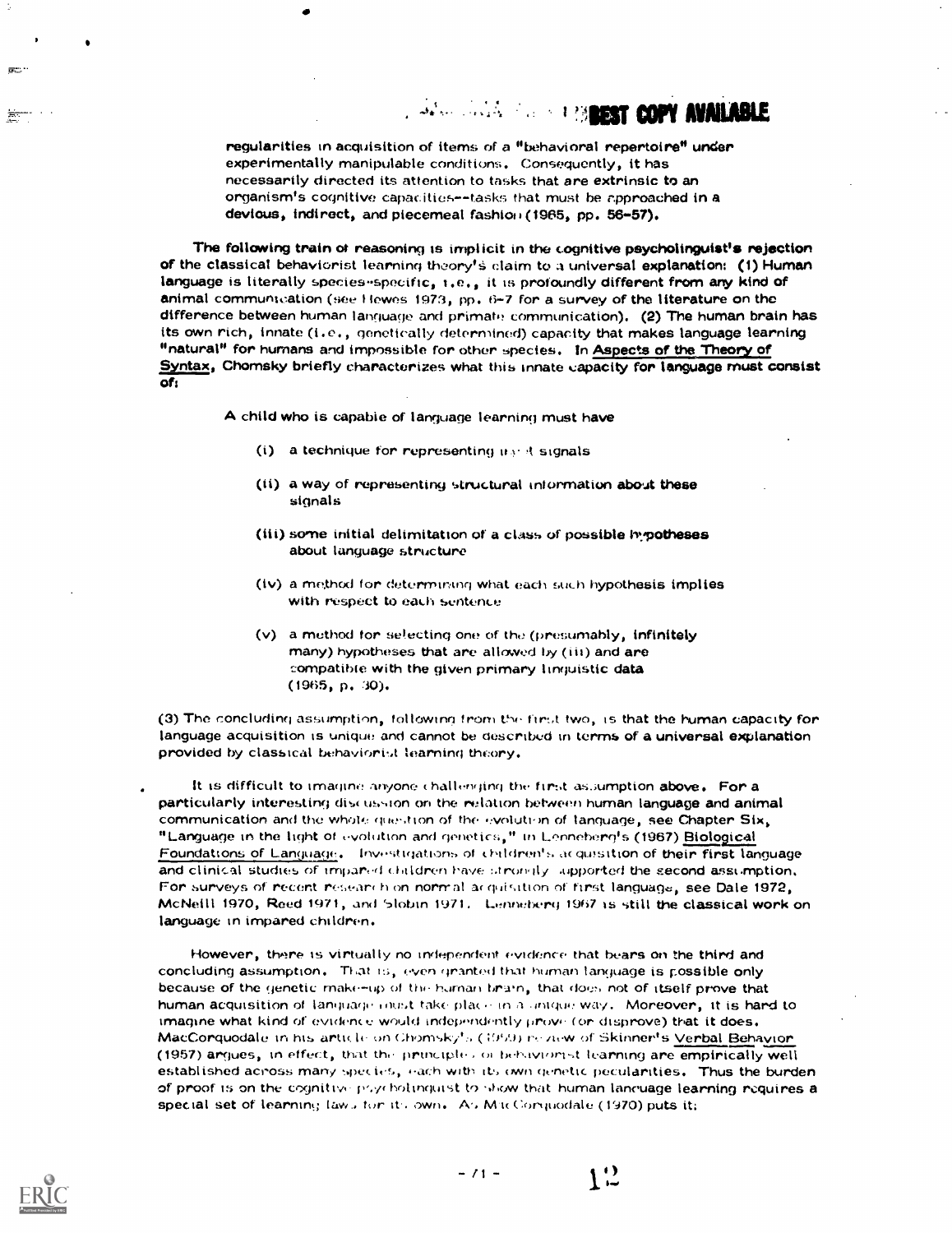regularities in acquisition of items of a "behavioral repertoire" under experimentally manipulable conditions. Consequently, it has necessarily directed its attention to tasks that are extrinsic to an organism's cognitive capacities--tasks that must be approached in a devious, indirect, and piecemeal fashion (1965, pp. 56-57).

The following train of reasoning is implicit in the cognitive psycholinguist's rejection of the classical behaviorist learning theory's claim to a universal explanation: (1) Human language is literally species-specific, i.e., it is profoundly different from any kind of animal communication (see Hewes 1973, pp. 6-7 for a survey of the literature on the difference between human language and primate communication). (2) The human brain has its own rich, innate (i.e., genetically determined) capacity that makes language learning "natural" for humans and impossible for other species. In Aspects of the Theory of Syntax, Chomsky briefly characterizes what this innate capacity for language must consist of:

> A child who is capable of language learning must have
>
> (i) a technique for representing input signals
>
> (ii) a way of representing structural information about these signals
>
> (iii) some initial delimitation of a class of possible hypotheses about language structure
>
> (iv) a method for determining what each such hypothesis implies with respect to each sentence
>
> (v) a method for selecting one of the (presumably, infinitely many) hypotheses that are allowed by (iii) and are compatible with the given primary linguistic data (1965, p. 30).

(3) The concluding assumption, following from the first two, is that the human capacity for language acquisition is unique and cannot be described in terms of a universal explanation provided by classical behaviorist learning theory.

It is difficult to imagine anyone challenging the first assumption above. For a particularly interesting discussion on the relation between human language and animal communication and the whole question of the evolution of language, see Chapter Six, "Language in the light of evolution and genetics," in Lenneberg's (1967) Biological Foundations of Language. Investigations of children's acquisition of their first language and clinical studies of impaired children have strongly supported the second assumption. For surveys of recent research on normal acquisition of first language, see Dale 1972, McNeill 1970, Reed 1971, and Slobin 1971. Lenneberg 1967 is still the classical work on language in impared children.

However, there is virtually no independent evidence that bears on the third and concluding assumption. That is, even granted that human language is possible only because of the genetic make-up of the human brain, that does not of itself prove that human acquisition of language must take place in a unique way. Moreover, it is hard to imagine what kind of evidence would independently prove (or disprove) that it does. MacCorquodale in his article on Chomsky's (1959) review of Skinner's Verbal Behavior (1957) argues, in effect, that the principles of behaviorist learning are empirically well established across many species, each with its own genetic peculiarities. Thus the burden of proof is on the cognitive psycholinguist to show that human language learning requires a special set of learning laws for its own. As MacCorquodale (1970) puts it: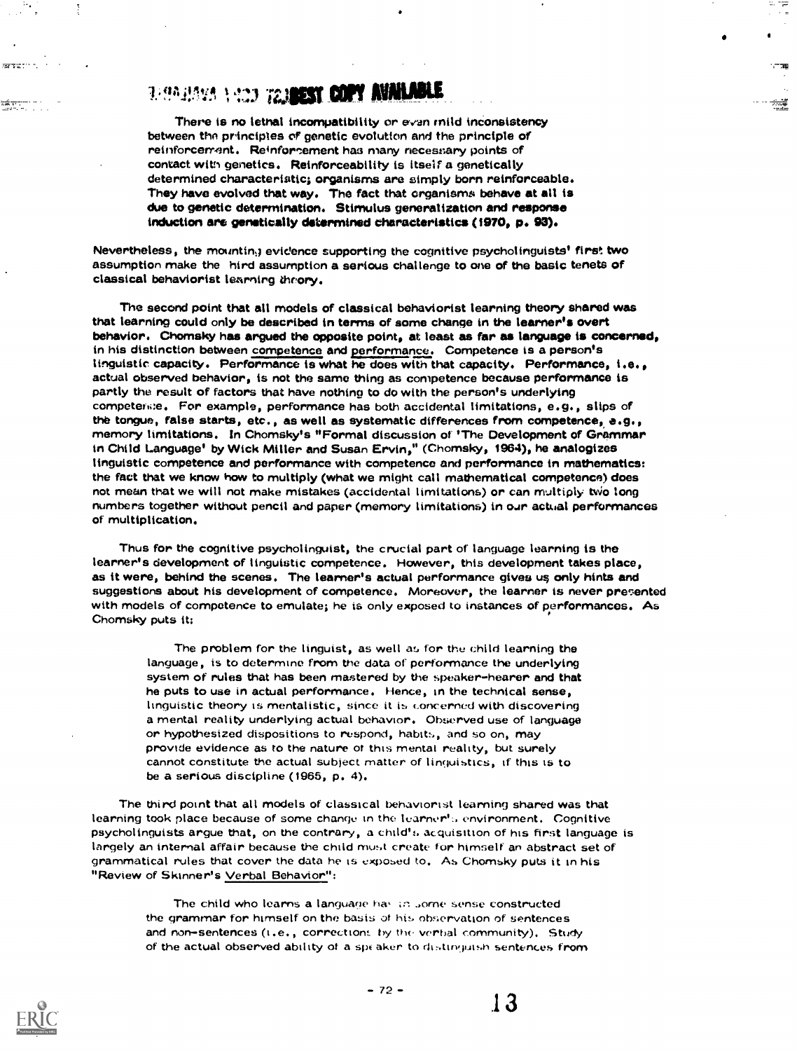> There is no lethal incompatibility or even mild inconsistency between the principles of genetic evolution and the principle of reinforcement. Reinforcement has many necessary points of contact with genetics. Reinforceability is itself a genetically determined characteristic; organisms are simply born reinforceable. They have evolved that way. The fact that organisms behave at all is due to genetic determination. Stimulus generalization and response induction are genetically determined characteristics (1970, p. 93).

Nevertheless, the mounting evidence supporting the cognitive psycholinguists' first two assumption make the third assumption a serious challenge to one of the basic tenets of classical behaviorist learning theory.

The second point that all models of classical behaviorist learning theory shared was that learning could only be described in terms of some change in the learner's overt behavior. Chomsky has argued the opposite point, at least as far as language is concerned, in his distinction between competence and performance. Competence is a person's linguistic capacity. Performance is what he does with that capacity. Performance, i.e., actual observed behavior, is not the same thing as competence because performance is partly the result of factors that have nothing to do with the person's underlying competence. For example, performance has both accidental limitations, e.g., slips of the tongue, false starts, etc., as well as systematic differences from competence, e.g., memory limitations. In Chomsky's "Formal discussion of 'The Development of Grammar in Child Language' by Wick Miller and Susan Ervin," (Chomsky, 1964), he analogizes linguistic competence and performance with competence and performance in mathematics: the fact that we know how to multiply (what we might call mathematical competence) does not mean that we will not make mistakes (accidental limitations) or can multiply two long numbers together without pencil and paper (memory limitations) in our actual performances of multiplication.

Thus for the cognitive psycholinguist, the crucial part of language learning is the learner's development of linguistic competence. However, this development takes place, as it were, behind the scenes. The learner's actual performance gives us only hints and suggestions about his development of competence. Moreover, the learner is never presented with models of competence to emulate; he is only exposed to instances of performances. As Chomsky puts it:

> The problem for the linguist, as well as for the child learning the language, is to determine from the data of performance the underlying system of rules that has been mastered by the speaker-hearer and that he puts to use in actual performance. Hence, in the technical sense, linguistic theory is mentalistic, since it is concerned with discovering a mental reality underlying actual behavior. Observed use of language or hypothesized dispositions to respond, habits, and so on, may provide evidence as to the nature of this mental reality, but surely cannot constitute the actual subject matter of linguistics, if this is to be a serious discipline (1965, p. 4).

The third point that all models of classical behaviorist learning shared was that learning took place because of some change in the learner's environment. Cognitive psycholinguists argue that, on the contrary, a child's acquisition of his first language is largely an internal affair because the child must create for himself an abstract set of grammatical rules that cover the data he is exposed to. As Chomsky puts it in his "Review of Skinner's Verbal Behavior":

> The child who learns a language has in some sense constructed the grammar for himself on the basis of his observation of sentences and non-sentences (i.e., corrections by the verbal community). Study of the actual observed ability of a speaker to distinguish sentences from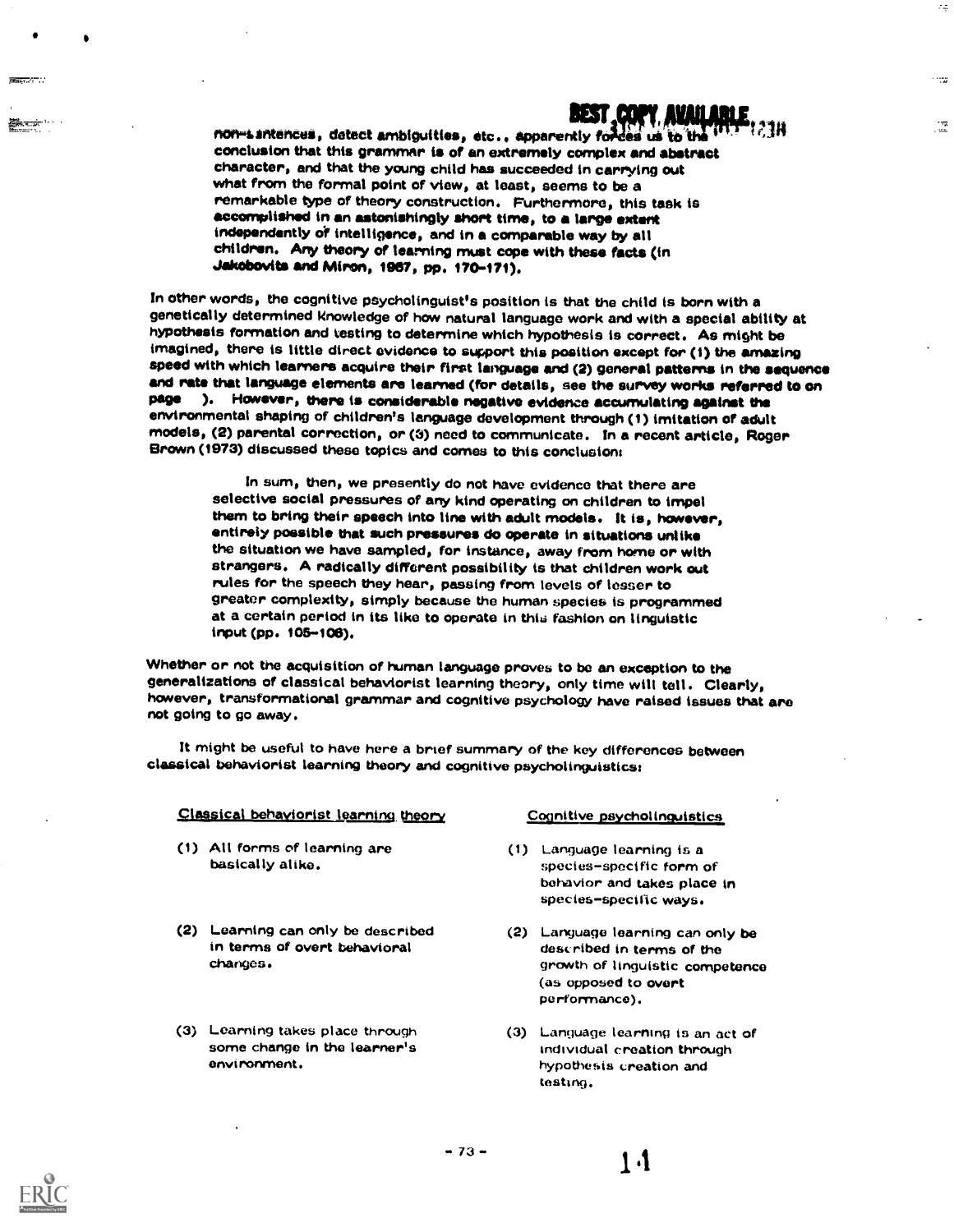non-sentences, detect ambiguities, etc., apparently forces us to the conclusion that this grammar is of an extremely complex and abstract character, and that the young child has succeeded in carrying out what from the formal point of view, at least, seems to be a remarkable type of theory construction. Furthermore, this task is accomplished in an astonishingly short time, to a large extent independently of intelligence, and in a comparable way by all children. Any theory of learning must cope with these facts (in Jakobovits and Miron, 1967, pp. 170-171).

In other words, the cognitive psycholinguist's position is that the child is born with a genetically determined knowledge of how natural language work and with a special ability at hypothesis formation and testing to determine which hypothesis is correct. As might be imagined, there is little direct evidence to support this position except for (1) the amazing speed with which learners acquire their first language and (2) general patterns in the sequence and rate that language elements are learned (for details, see the survey works referred to on page ). However, there is considerable negative evidence accumulating against the environmental shaping of children's language development through (1) imitation of adult models, (2) parental correction, or (3) need to communicate. In a recent article, Roger Brown (1973) discussed these topics and comes to this conclusion:

> In sum, then, we presently do not have evidence that there are selective social pressures of any kind operating on children to impel them to bring their speech into line with adult models. It is, however, entirely possible that such pressures do operate in situations unlike the situation we have sampled, for instance, away from home or with strangers. A radically different possibility is that children work out rules for the speech they hear, passing from levels of lesser to greater complexity, simply because the human species is programmed at a certain period in its like to operate in this fashion on linguistic input (pp. 105-106).

Whether or not the acquisition of human language proves to be an exception to the generalizations of classical behaviorist learning theory, only time will tell. Clearly, however, transformational grammar and cognitive psychology have raised issues that are not going to go away.

It might be useful to have here a brief summary of the key differences between classical behaviorist learning theory and cognitive psycholinguistics:

| Classical behaviorist learning theory | Cognitive psycholinguistics |
|---|---|
| (1) All forms of learning are basically alike. | (1) Language learning is a species-specific form of behavior and takes place in species-specific ways. |
| (2) Learning can only be described in terms of overt behavioral changes. | (2) Language learning can only be described in terms of the growth of linguistic competence (as opposed to overt performance). |
| (3) Learning takes place through some change in the learner's environment. | (3) Language learning is an act of individual creation through hypothesis creation and testing. |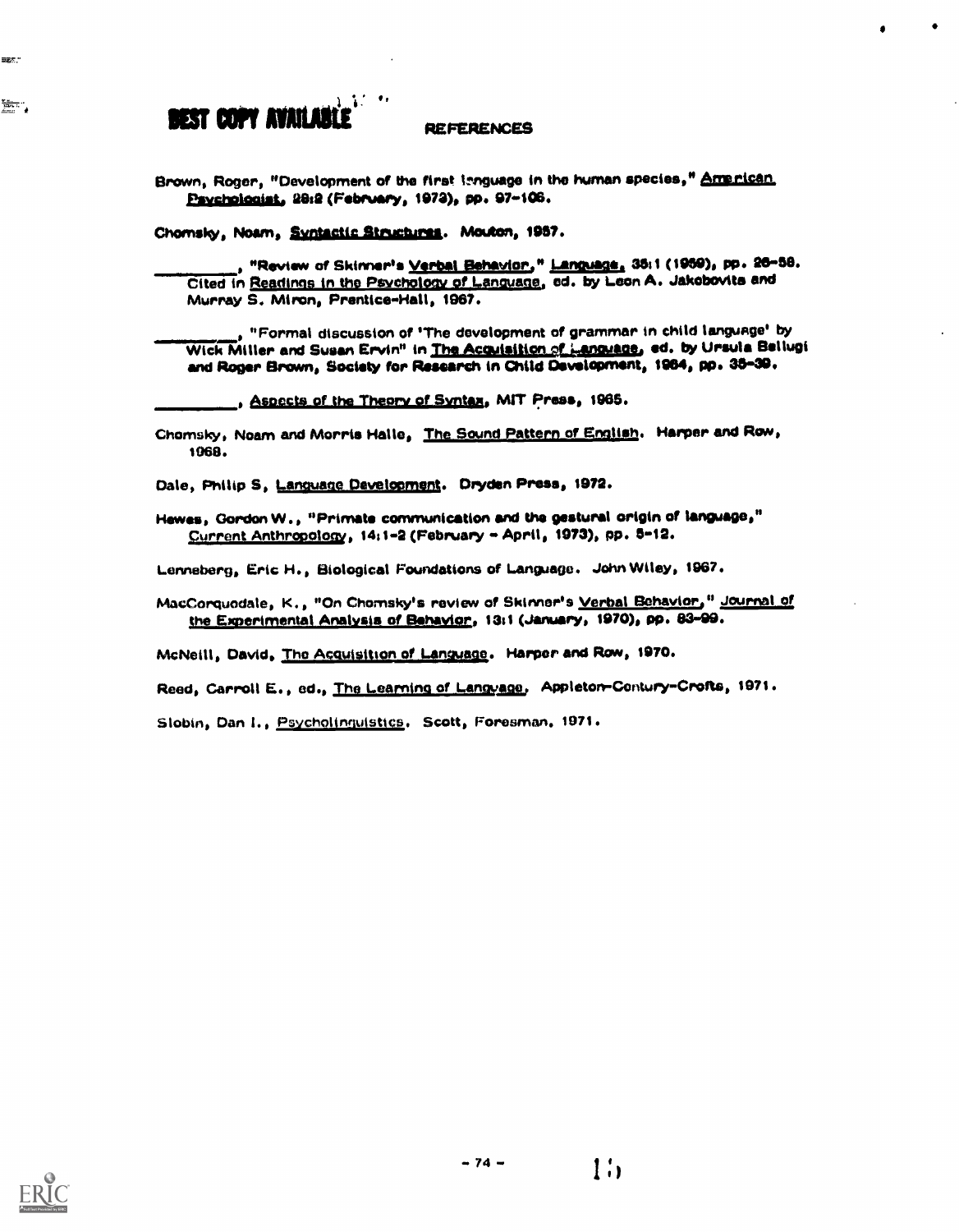## REFERENCES

Brown, Roger, "Development of the first language in the human species," American Psychologist, 28:2 (February, 1973), pp. 97-106.

Chomsky, Noam, Syntactic Structures. Mouton, 1957.

________, "Review of Skinner's Verbal Behavior," Language, 35:1 (1959), pp. 26-58. Cited in Readings in the Psychology of Language, ed. by Leon A. Jakobovits and Murray S. Miron, Prentice-Hall, 1967.

________, "Formal discussion of 'The development of grammar in child language' by Wick Miller and Susan Ervin" in The Acquisition of Language, ed. by Ursula Bellugi and Roger Brown, Society for Research in Child Development, 1964, pp. 35-39.

________, Aspects of the Theory of Syntax, MIT Press, 1965.

Chomsky, Noam and Morris Halle, The Sound Pattern of English. Harper and Row, 1968.

Dale, Philip S, Language Development. Dryden Press, 1972.

Hewes, Gordon W., "Primate communication and the gestural origin of language," Current Anthropology, 14:1-2 (February - April, 1973), pp. 5-12.

Lenneberg, Eric H., Biological Foundations of Language. John Wiley, 1967.

MacCorquodale, K., "On Chomsky's review of Skinner's Verbal Behavior," Journal of the Experimental Analysis of Behavior, 13:1 (January, 1970), pp. 83-99.

McNeill, David, The Acquisition of Language. Harper and Row, 1970.

Reed, Carroll E., ed., The Learning of Language. Appleton-Century-Crofts, 1971.

Slobin, Dan I., Psycholinguistics. Scott, Foresman, 1971.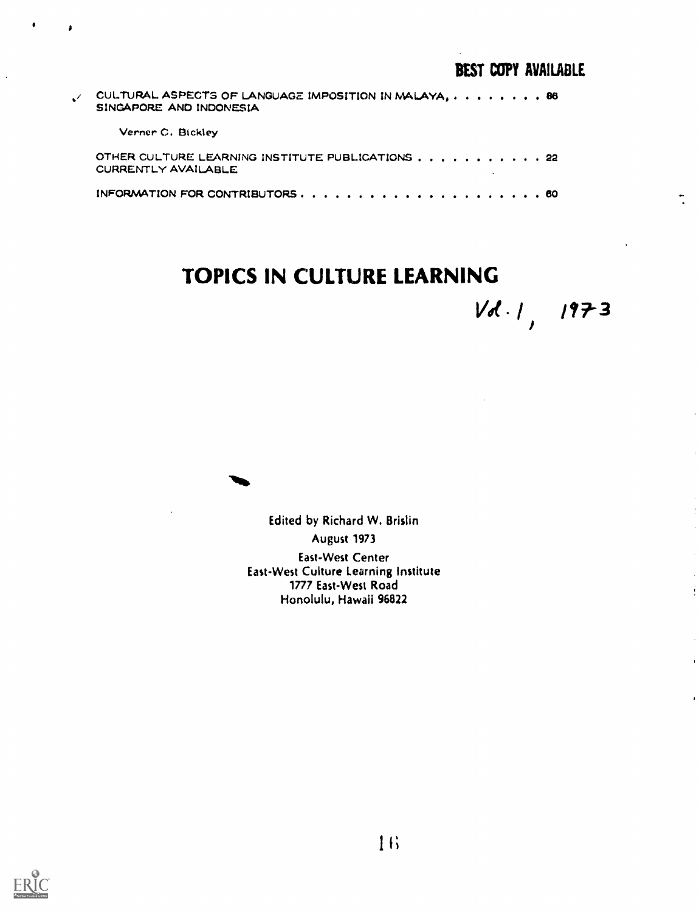BEST COPY AVAILABLE

CULTURAL ASPECTS OF LANGUAGE IMPOSITION IN MALAYA, . . . . . . . . . 86
SINGAPORE AND INDONESIA

Verner C. Bickley

OTHER CULTURE LEARNING INSTITUTE PUBLICATIONS . . . . . . . . . . . . 22
CURRENTLY AVAILABLE

INFORMATION FOR CONTRIBUTORS . . . . . . . . . . . . . . . . . . . . . . 60

# TOPICS IN CULTURE LEARNING

Vol. 1, 1973

Edited by Richard W. Brislin

August 1973

East-West Center
East-West Culture Learning Institute
1777 East-West Road
Honolulu, Hawaii 96822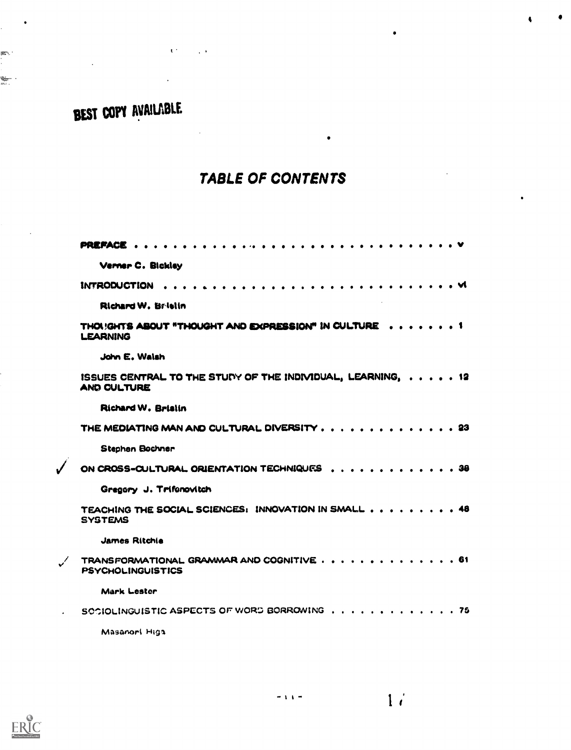BEST COPY AVAILABLE

# TABLE OF CONTENTS

PREFACE . . . . . . . . . . . . . . . . . . . . . . . . . . . . . . . . v

Verner C. Bickley

INTRODUCTION . . . . . . . . . . . . . . . . . . . . . . . . . . . . . vi

Richard W. Brislin

THOUGHTS ABOUT "THOUGHT AND EXPRESSION" IN CULTURE LEARNING . . . . . . . 1

John E. Walsh

ISSUES CENTRAL TO THE STUDY OF THE INDIVIDUAL, LEARNING, AND CULTURE . . . . . 12

Richard W. Brislin

THE MEDIATING MAN AND CULTURAL DIVERSITY . . . . . . . . . . . . . . 23

Stephen Bochner

ON CROSS-CULTURAL ORIENTATION TECHNIQUES . . . . . . . . . . . . . 38

Gregory J. Trifonovitch

TEACHING THE SOCIAL SCIENCES: INNOVATION IN SMALL SYSTEMS . . . . . . . . . 48

James Ritchie

TRANSFORMATIONAL GRAMMAR AND COGNITIVE PSYCHOLINGUISTICS . . . . . . . . . . . . . . 61

Mark Lester

SOCIOLINGUISTIC ASPECTS OF WORD BORROWING . . . . . . . . . . . . . 75

Masanori Higa